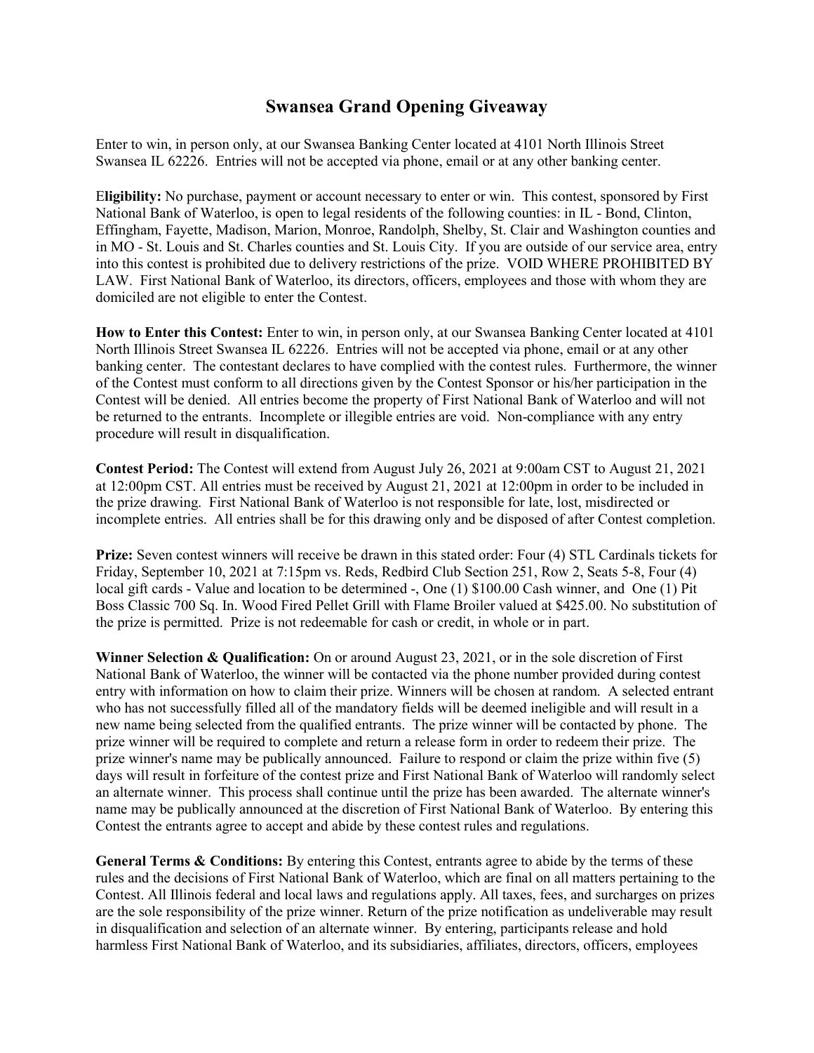# Swansea Grand Opening Giveaway

Enter to win, in person only, at our Swansea Banking Center located at 4101 North Illinois Street Swansea IL 62226. Entries will not be accepted via phone, email or at any other banking center.

E**ligibility:** No purchase, payment or account necessary to enter or win. This contest, sponsored by First National Bank of Waterloo, is open to legal residents of the following counties: in IL - Bond, Clinton, Effingham, Fayette, Madison, Marion, Monroe, Randolph, Shelby, St. Clair and Washington counties and in MO - St. Louis and St. Charles counties and St. Louis City. If you are outside of our service area, entry into this contest is prohibited due to delivery restrictions of the prize. VOID WHERE PROHIBITED BY LAW. First National Bank of Waterloo, its directors, officers, employees and those with whom they are domiciled are not eligible to enter the Contest.

**How to Enter this Contest:** Enter to win, in person only, at our Swansea Banking Center located at 4101 North Illinois Street Swansea IL 62226. Entries will not be accepted via phone, email or at any other banking center. The contestant declares to have complied with the contest rules. Furthermore, the winner of the Contest must conform to all directions given by the Contest Sponsor or his/her participation in the Contest will be denied. All entries become the property of First National Bank of Waterloo and will not be returned to the entrants. Incomplete or illegible entries are void. Non-compliance with any entry procedure will result in disqualification.

**Contest Period:** The Contest will extend from August July 26, 2021 at 9:00am CST to August 21, 2021 at 12:00pm CST. All entries must be received by August 21, 2021 at 12:00pm in order to be included in the prize drawing. First National Bank of Waterloo is not responsible for late, lost, misdirected or incomplete entries. All entries shall be for this drawing only and be disposed of after Contest completion.

**Prize:** Seven contest winners will receive be drawn in this stated order: Four (4) STL Cardinals tickets for Friday, September 10, 2021 at 7:15pm vs. Reds, Redbird Club Section 251, Row 2, Seats 5-8, Four (4) local gift cards - Value and location to be determined -, One (1) $100.00 Cash winner, and One (1) Pit Boss Classic 700 Sq. In. Wood Fired Pellet Grill with Flame Broiler valued at $425.00. No substitution of the prize is permitted. Prize is not redeemable for cash or credit, in whole or in part.

**Winner Selection & Qualification:** On or around August 23, 2021, or in the sole discretion of First National Bank of Waterloo, the winner will be contacted via the phone number provided during contest entry with information on how to claim their prize. Winners will be chosen at random. A selected entrant who has not successfully filled all of the mandatory fields will be deemed ineligible and will result in a new name being selected from the qualified entrants. The prize winner will be contacted by phone. The prize winner will be required to complete and return a release form in order to redeem their prize. The prize winner's name may be publically announced. Failure to respond or claim the prize within five (5) days will result in forfeiture of the contest prize and First National Bank of Waterloo will randomly select an alternate winner. This process shall continue until the prize has been awarded. The alternate winner's name may be publically announced at the discretion of First National Bank of Waterloo. By entering this Contest the entrants agree to accept and abide by these contest rules and regulations.

**General Terms & Conditions:** By entering this Contest, entrants agree to abide by the terms of these rules and the decisions of First National Bank of Waterloo, which are final on all matters pertaining to the Contest. All Illinois federal and local laws and regulations apply. All taxes, fees, and surcharges on prizes are the sole responsibility of the prize winner. Return of the prize notification as undeliverable may result in disqualification and selection of an alternate winner. By entering, participants release and hold harmless First National Bank of Waterloo, and its subsidiaries, affiliates, directors, officers, employees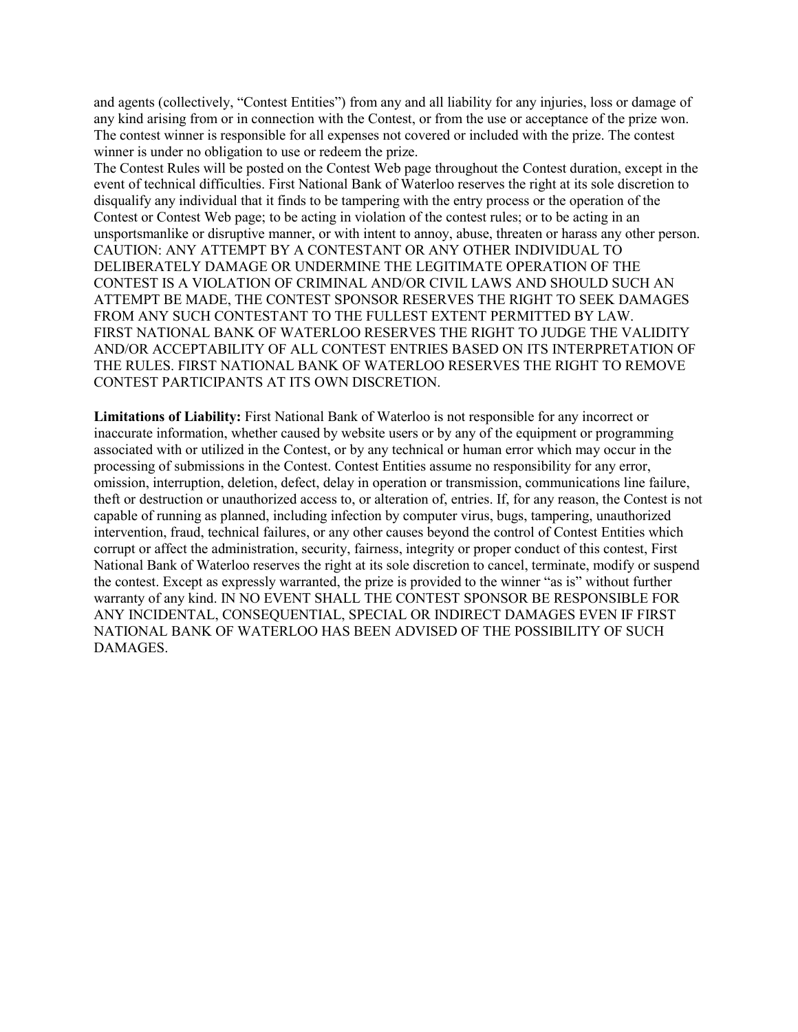and agents (collectively, "Contest Entities") from any and all liability for any injuries, loss or damage of any kind arising from or in connection with the Contest, or from the use or acceptance of the prize won. The contest winner is responsible for all expenses not covered or included with the prize. The contest winner is under no obligation to use or redeem the prize.

The Contest Rules will be posted on the Contest Web page throughout the Contest duration, except in the event of technical difficulties. First National Bank of Waterloo reserves the right at its sole discretion to disqualify any individual that it finds to be tampering with the entry process or the operation of the Contest or Contest Web page; to be acting in violation of the contest rules; or to be acting in an unsportsmanlike or disruptive manner, or with intent to annoy, abuse, threaten or harass any other person.

CAUTION: ANY ATTEMPT BY A CONTESTANT OR ANY OTHER INDIVIDUAL TO DELIBERATELY DAMAGE OR UNDERMINE THE LEGITIMATE OPERATION OF THE CONTEST IS A VIOLATION OF CRIMINAL AND/OR CIVIL LAWS AND SHOULD SUCH AN ATTEMPT BE MADE, THE CONTEST SPONSOR RESERVES THE RIGHT TO SEEK DAMAGES FROM ANY SUCH CONTESTANT TO THE FULLEST EXTENT PERMITTED BY LAW.

FIRST NATIONAL BANK OF WATERLOO RESERVES THE RIGHT TO JUDGE THE VALIDITY AND/OR ACCEPTABILITY OF ALL CONTEST ENTRIES BASED ON ITS INTERPRETATION OF THE RULES. FIRST NATIONAL BANK OF WATERLOO RESERVES THE RIGHT TO REMOVE CONTEST PARTICIPANTS AT ITS OWN DISCRETION.

**Limitations of Liability:** First National Bank of Waterloo is not responsible for any incorrect or inaccurate information, whether caused by website users or by any of the equipment or programming associated with or utilized in the Contest, or by any technical or human error which may occur in the processing of submissions in the Contest. Contest Entities assume no responsibility for any error, omission, interruption, deletion, defect, delay in operation or transmission, communications line failure, theft or destruction or unauthorized access to, or alteration of, entries. If, for any reason, the Contest is not capable of running as planned, including infection by computer virus, bugs, tampering, unauthorized intervention, fraud, technical failures, or any other causes beyond the control of Contest Entities which corrupt or affect the administration, security, fairness, integrity or proper conduct of this contest, First National Bank of Waterloo reserves the right at its sole discretion to cancel, terminate, modify or suspend the contest. Except as expressly warranted, the prize is provided to the winner "as is" without further warranty of any kind. IN NO EVENT SHALL THE CONTEST SPONSOR BE RESPONSIBLE FOR ANY INCIDENTAL, CONSEQUENTIAL, SPECIAL OR INDIRECT DAMAGES EVEN IF FIRST NATIONAL BANK OF WATERLOO HAS BEEN ADVISED OF THE POSSIBILITY OF SUCH DAMAGES.